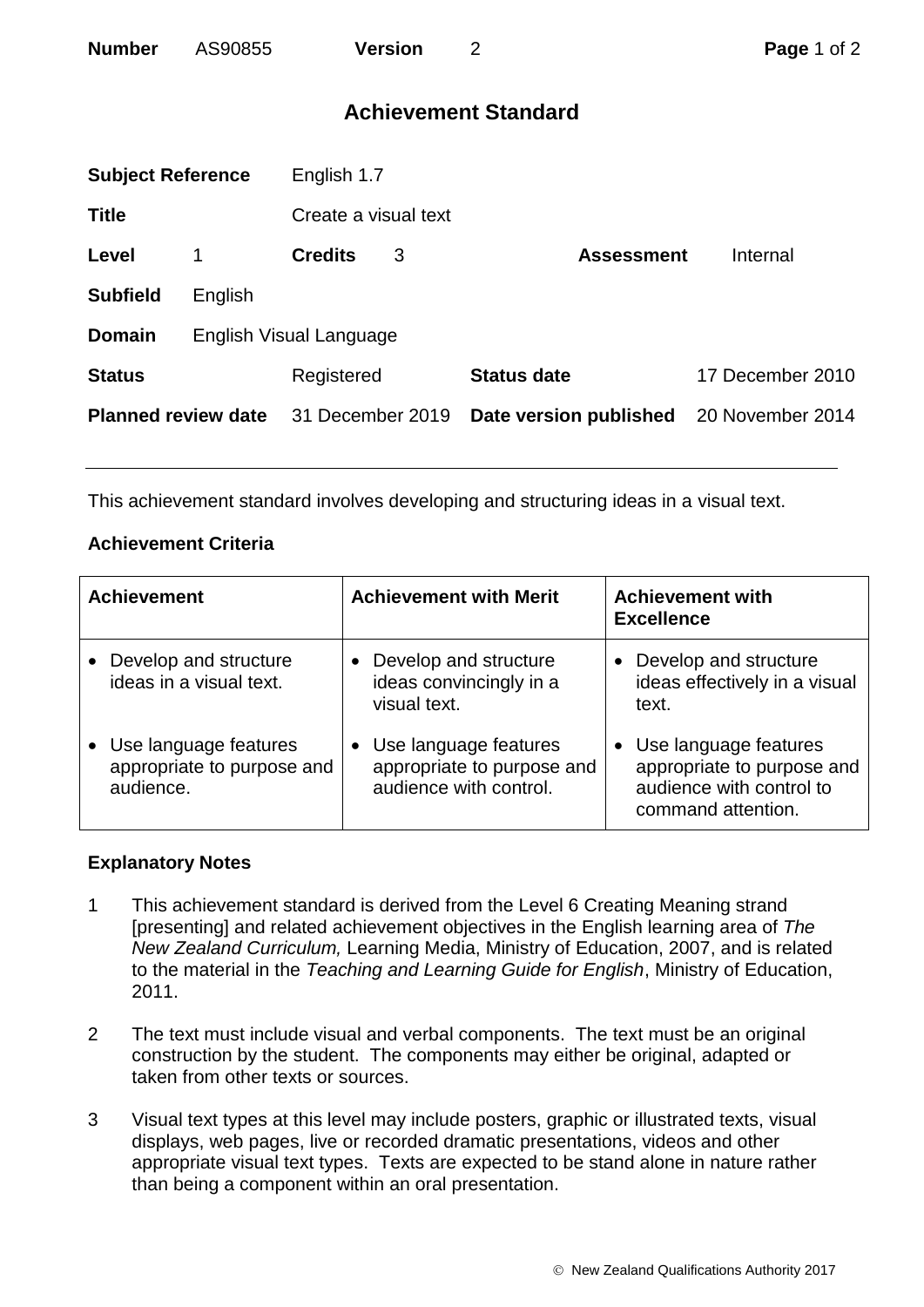# Achievement Standard

| | | | | | |
|---|---|---|---|---|---|
| **Subject Reference** | | English 1.7 | | | |
| **Title** | | Create a visual text | | | |
| **Level** | 1 | **Credits** | 3 | **Assessment** | Internal |
| **Subfield** | English | | | | |
| **Domain** | English Visual Language | | | | |
| **Status** | | Registered | | **Status date** | 17 December 2010 |
| **Planned review date** | | 31 December 2019 | | **Date version published** | 20 November 2014 |

This achievement standard involves developing and structuring ideas in a visual text.

## Achievement Criteria

| Achievement | Achievement with Merit | Achievement with Excellence |
|---|---|---|
| • Develop and structure ideas in a visual text. | • Develop and structure ideas convincingly in a visual text. | • Develop and structure ideas effectively in a visual text. |
| • Use language features appropriate to purpose and audience. | • Use language features appropriate to purpose and audience with control. | • Use language features appropriate to purpose and audience with control to command attention. |

## Explanatory Notes

1. This achievement standard is derived from the Level 6 Creating Meaning strand [presenting] and related achievement objectives in the English learning area of *The New Zealand Curriculum,* Learning Media, Ministry of Education, 2007, and is related to the material in the *Teaching and Learning Guide for English*, Ministry of Education, 2011.

2. The text must include visual and verbal components. The text must be an original construction by the student. The components may either be original, adapted or taken from other texts or sources.

3. Visual text types at this level may include posters, graphic or illustrated texts, visual displays, web pages, live or recorded dramatic presentations, videos and other appropriate visual text types. Texts are expected to be stand alone in nature rather than being a component within an oral presentation.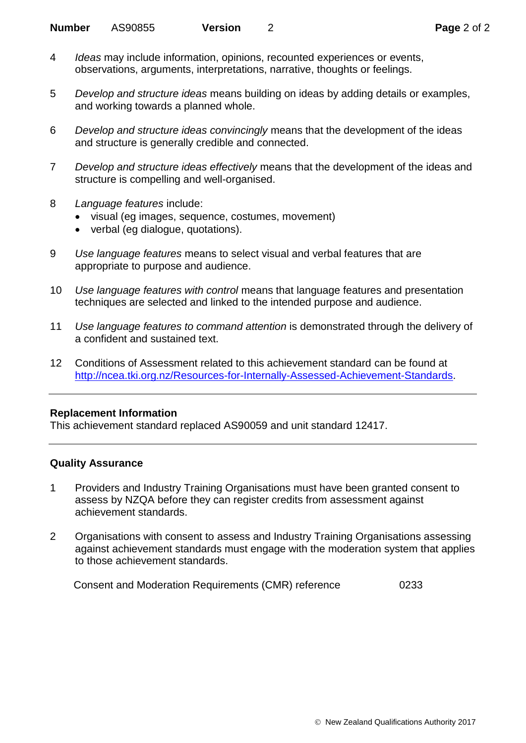4 *Ideas* may include information, opinions, recounted experiences or events, observations, arguments, interpretations, narrative, thoughts or feelings.

5 *Develop and structure ideas* means building on ideas by adding details or examples, and working towards a planned whole.

6 *Develop and structure ideas convincingly* means that the development of the ideas and structure is generally credible and connected.

7 *Develop and structure ideas effectively* means that the development of the ideas and structure is compelling and well-organised.

8 *Language features* include:
- visual (eg images, sequence, costumes, movement)
- verbal (eg dialogue, quotations).

9 *Use language features* means to select visual and verbal features that are appropriate to purpose and audience.

10 *Use language features with control* means that language features and presentation techniques are selected and linked to the intended purpose and audience.

11 *Use language features to command attention* is demonstrated through the delivery of a confident and sustained text.

12 Conditions of Assessment related to this achievement standard can be found at [http://ncea.tki.org.nz/Resources-for-Internally-Assessed-Achievement-Standards](http://ncea.tki.org.nz/Resources-for-Internally-Assessed-Achievement-Standards).

---

**Replacement Information**

This achievement standard replaced AS90059 and unit standard 12417.

---

**Quality Assurance**

1 Providers and Industry Training Organisations must have been granted consent to assess by NZQA before they can register credits from assessment against achievement standards.

2 Organisations with consent to assess and Industry Training Organisations assessing against achievement standards must engage with the moderation system that applies to those achievement standards.

Consent and Moderation Requirements (CMR) reference 0233

© New Zealand Qualifications Authority 2017